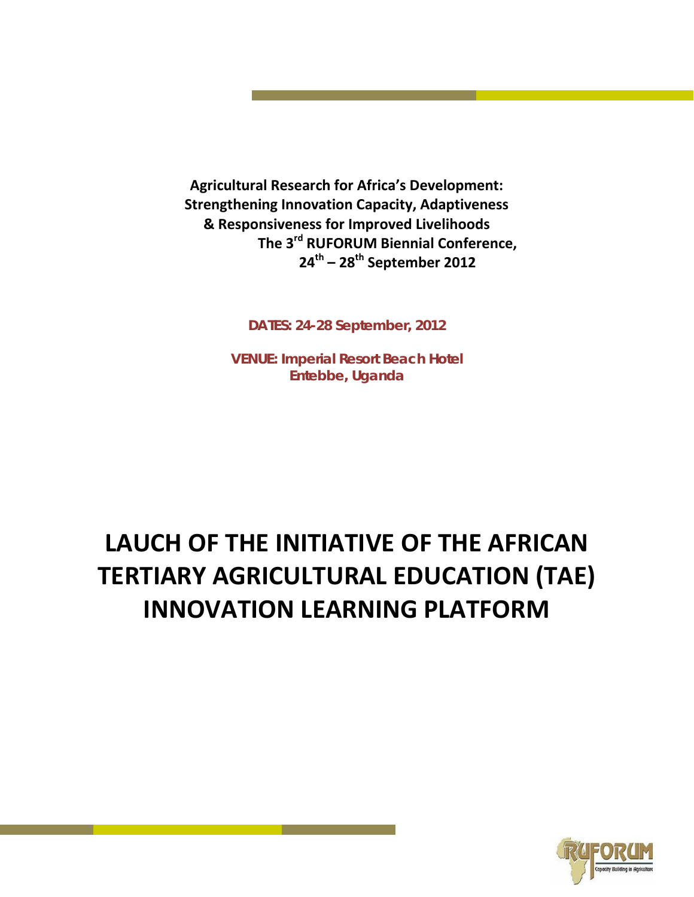**Agricultural Research for Africa's Development: Strengthening Innovation Capacity, Adaptiveness & Responsiveness for Improved Livelihoods**
**The 3rd RUFORUM Biennial Conference, 24th – 28th September 2012**

**DATES: 24-28 September, 2012**

**VENUE: Imperial Resort Beach Hotel Entebbe, Uganda**

# LAUCH OF THE INITIATIVE OF THE AFRICAN TERTIARY AGRICULTURAL EDUCATION (TAE) INNOVATION LEARNING PLATFORM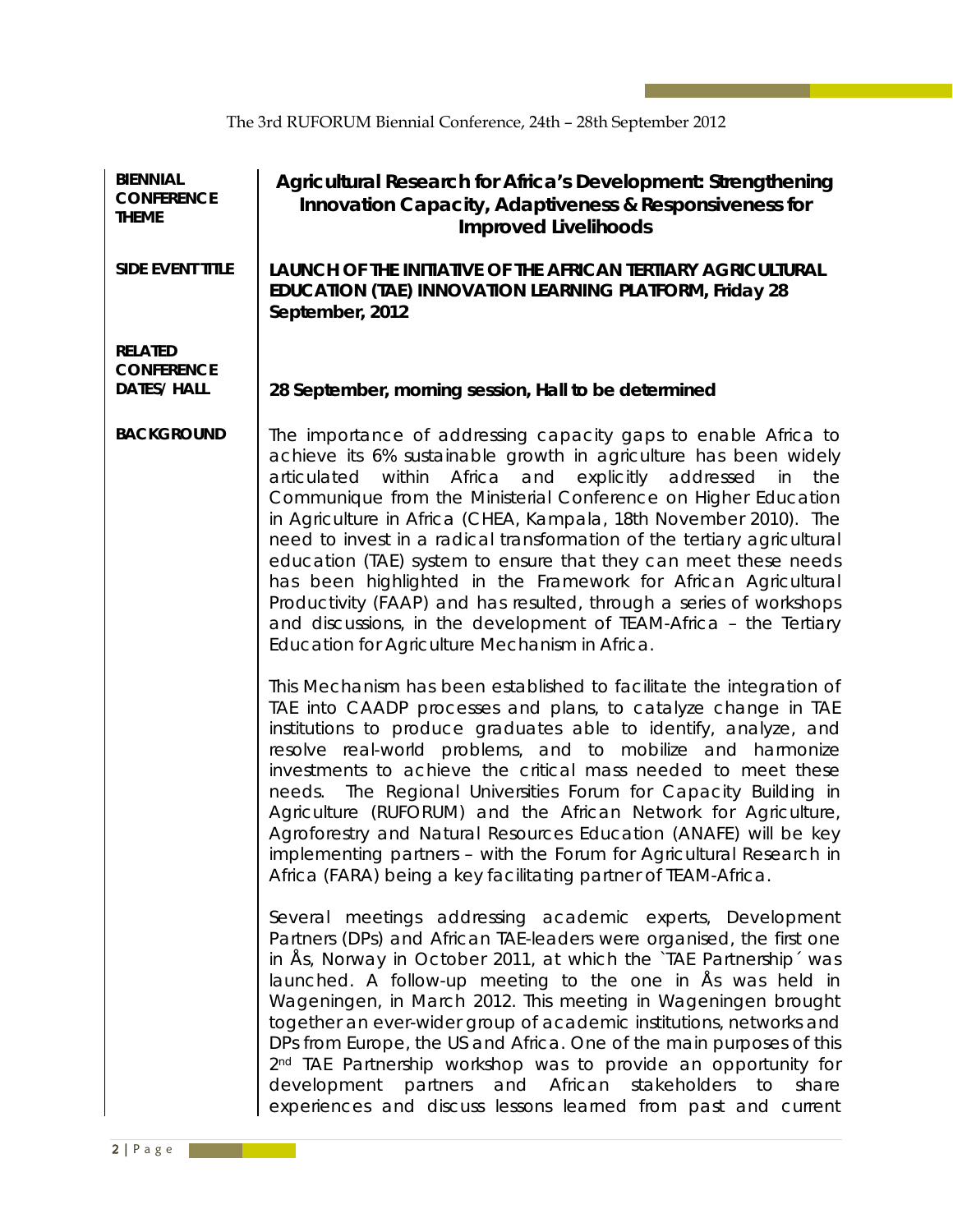| | |
|---|---|
| **BIENNIAL CONFERENCE THEME** | **Agricultural Research for Africa's Development: Strengthening Innovation Capacity, Adaptiveness & Responsiveness for Improved Livelihoods** |
| **SIDE EVENT TITLE** | **LAUNCH OF THE INITIATIVE OF THE AFRICAN TERTIARY AGRICULTURAL EDUCATION (TAE) INNOVATION LEARNING PLATFORM, Friday 28 September, 2012** |
| **RELATED CONFERENCE DATES/ HALL** | **28 September, morning session, Hall to be determined** |

**BACKGROUND**

The importance of addressing capacity gaps to enable Africa to achieve its 6% sustainable growth in agriculture has been widely articulated within Africa and explicitly addressed in the Communique from the Ministerial Conference on Higher Education in Agriculture in Africa (CHEA, Kampala, 18th November 2010). The need to invest in a radical transformation of the tertiary agricultural education (TAE) system to ensure that they can meet these needs has been highlighted in the Framework for African Agricultural Productivity (FAAP) and has resulted, through a series of workshops and discussions, in the development of TEAM-Africa – the Tertiary Education for Agriculture Mechanism in Africa.

This Mechanism has been established to facilitate the integration of TAE into CAADP processes and plans, to catalyze change in TAE institutions to produce graduates able to identify, analyze, and resolve real-world problems, and to mobilize and harmonize investments to achieve the critical mass needed to meet these needs. The Regional Universities Forum for Capacity Building in Agriculture (RUFORUM) and the African Network for Agriculture, Agroforestry and Natural Resources Education (ANAFE) will be key implementing partners – with the Forum for Agricultural Research in Africa (FARA) being a key facilitating partner of TEAM-Africa.

Several meetings addressing academic experts, Development Partners (DPs) and African TAE-leaders were organised, the first one in Ås, Norway in October 2011, at which the `TAE Partnership´ was launched. A follow-up meeting to the one in Ås was held in Wageningen, in March 2012. This meeting in Wageningen brought together an ever-wider group of academic institutions, networks and DPs from Europe, the US and Africa. One of the main purposes of this 2nd TAE Partnership workshop was to provide an opportunity for development partners and African stakeholders to share experiences and discuss lessons learned from past and current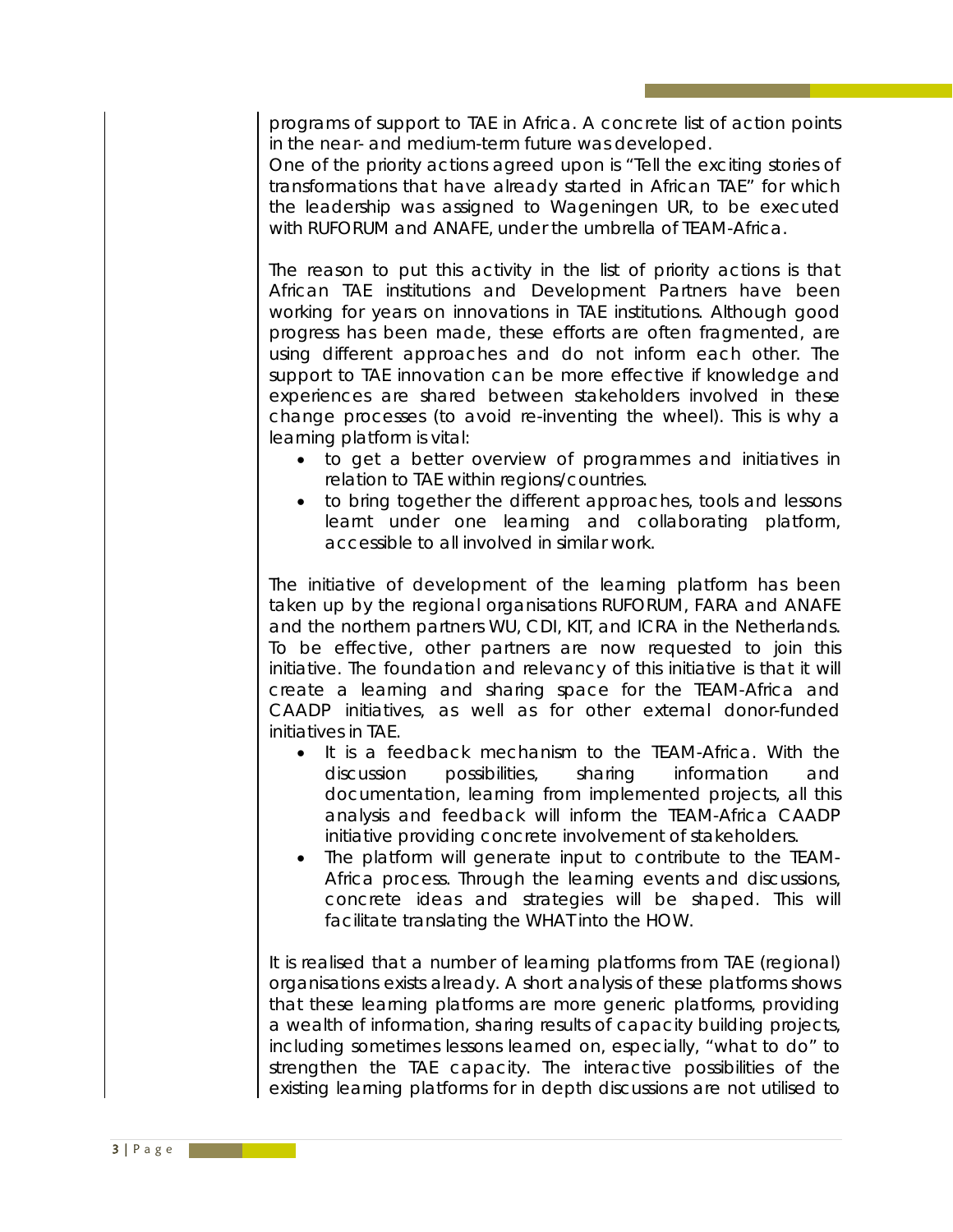programs of support to TAE in Africa. A concrete list of action points in the near- and medium-term future was developed.
One of the priority actions agreed upon is "Tell the exciting stories of transformations that have already started in African TAE" for which the leadership was assigned to Wageningen UR, to be executed with RUFORUM and ANAFE, under the umbrella of TEAM-Africa.

The reason to put this activity in the list of priority actions is that African TAE institutions and Development Partners have been working for years on innovations in TAE institutions. Although good progress has been made, these efforts are often fragmented, are using different approaches and do not inform each other. The support to TAE innovation can be more effective if knowledge and experiences are shared between stakeholders involved in these change processes (to avoid re-inventing the wheel). This is why a learning platform is vital:

- to get a better overview of programmes and initiatives in relation to TAE within regions/countries.
- to bring together the different approaches, tools and lessons learnt under one learning and collaborating platform, accessible to all involved in similar work.

The initiative of development of the learning platform has been taken up by the regional organisations RUFORUM, FARA and ANAFE and the northern partners WU, CDI, KIT, and ICRA in the Netherlands. To be effective, other partners are now requested to join this initiative. The foundation and relevancy of this initiative is that it will create a learning and sharing space for the TEAM-Africa and CAADP initiatives, as well as for other external donor-funded initiatives in TAE.

- It is a feedback mechanism to the TEAM-Africa. With the discussion possibilities, sharing information and documentation, learning from implemented projects, all this analysis and feedback will inform the TEAM-Africa CAADP initiative providing concrete involvement of stakeholders.
- The platform will generate input to contribute to the TEAM-Africa process. Through the learning events and discussions, concrete ideas and strategies will be shaped. This will facilitate translating the WHAT into the HOW.

It is realised that a number of learning platforms from TAE (regional) organisations exists already. A short analysis of these platforms shows that these learning platforms are more generic platforms, providing a wealth of information, sharing results of capacity building projects, including sometimes lessons learned on, especially, "what to do" to strengthen the TAE capacity. The interactive possibilities of the existing learning platforms for in depth discussions are not utilised to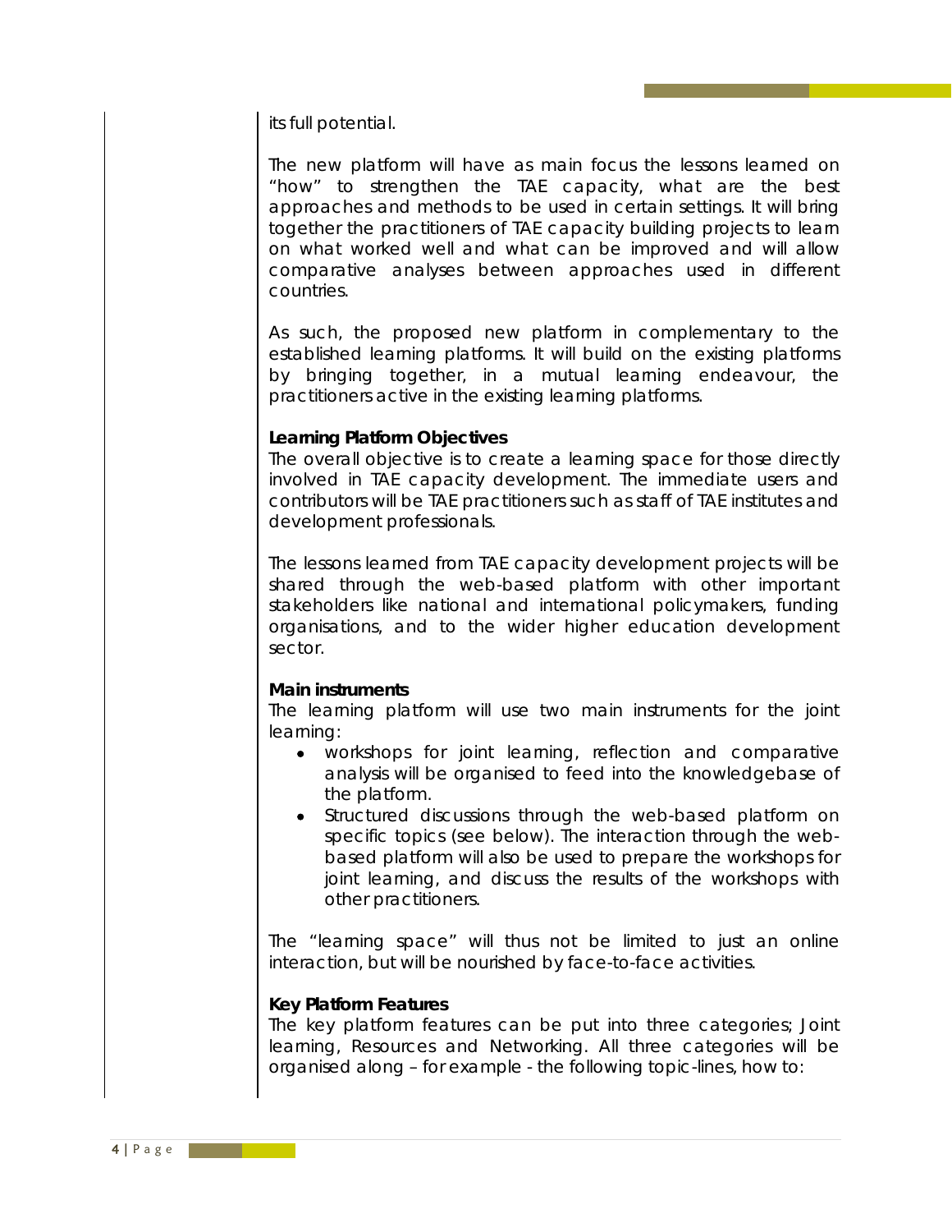its full potential.

The new platform will have as main focus the lessons learned on "how" to strengthen the TAE capacity, what are the best approaches and methods to be used in certain settings. It will bring together the practitioners of TAE capacity building projects to learn on what worked well and what can be improved and will allow comparative analyses between approaches used in different countries.

As such, the proposed new platform in complementary to the established learning platforms. It will build on the existing platforms by bringing together, in a mutual learning endeavour, the practitioners active in the existing learning platforms.

**Learning Platform Objectives**

The overall objective is to create a learning space for those directly involved in TAE capacity development. The immediate users and contributors will be TAE practitioners such as staff of TAE institutes and development professionals.

The lessons learned from TAE capacity development projects will be shared through the web-based platform with other important stakeholders like national and international policymakers, funding organisations, and to the wider higher education development sector.

**Main instruments**

The learning platform will use two main instruments for the joint learning:

- workshops for joint learning, reflection and comparative analysis will be organised to feed into the knowledgebase of the platform.
- Structured discussions through the web-based platform on specific topics (see below). The interaction through the web-based platform will also be used to prepare the workshops for joint learning, and discuss the results of the workshops with other practitioners.

The "learning space" will thus not be limited to just an online interaction, but will be nourished by face-to-face activities.

**Key Platform Features**

The key platform features can be put into three categories; Joint learning, Resources and Networking. All three categories will be organised along – for example - the following topic-lines, how to: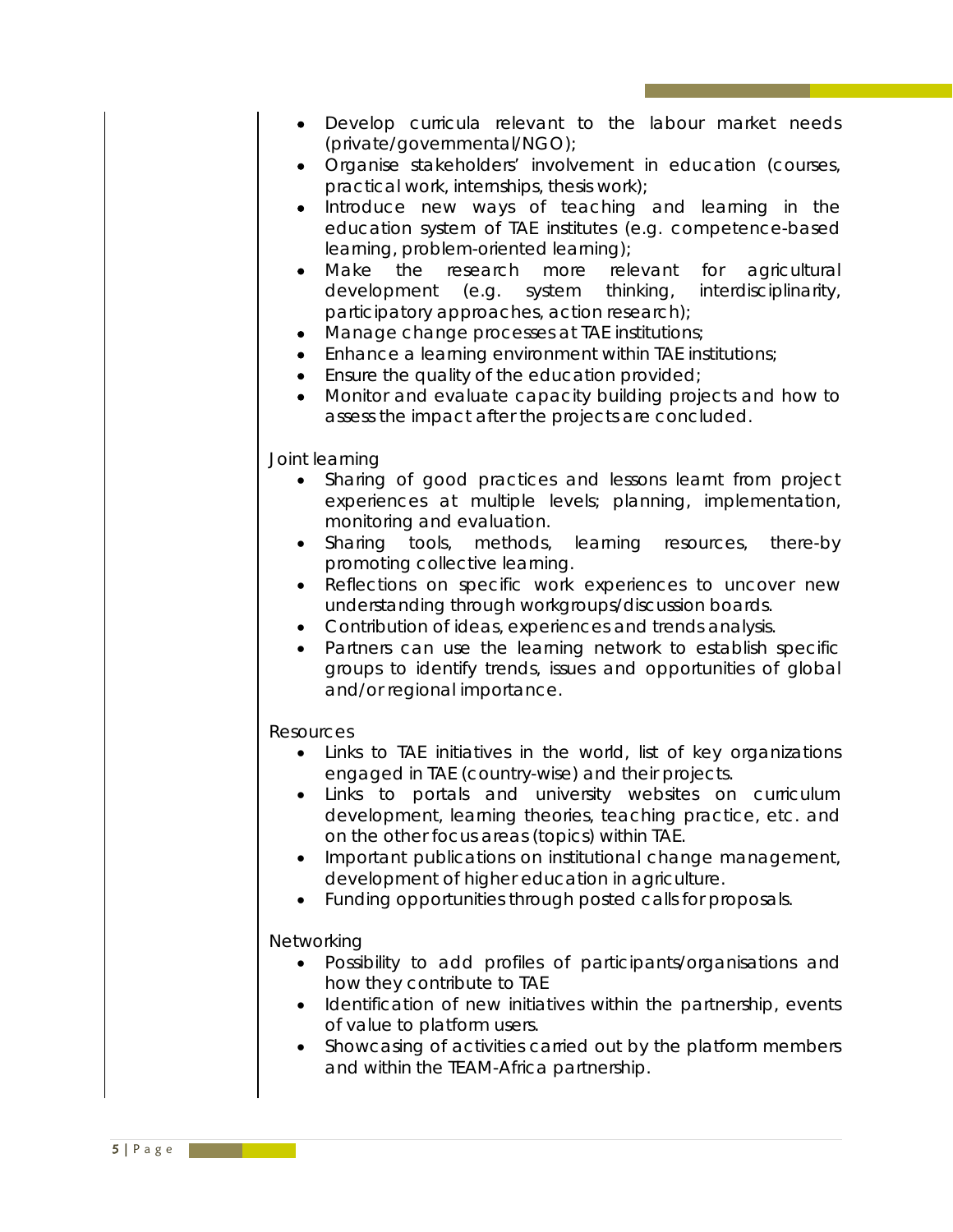- Develop curricula relevant to the labour market needs (private/governmental/NGO);
- Organise stakeholders' involvement in education (courses, practical work, internships, thesis work);
- Introduce new ways of teaching and learning in the education system of TAE institutes (e.g. competence-based learning, problem-oriented learning);
- Make the research more relevant for agricultural development (e.g. system thinking, interdisciplinarity, participatory approaches, action research);
- Manage change processes at TAE institutions;
- Enhance a learning environment within TAE institutions;
- Ensure the quality of the education provided;
- Monitor and evaluate capacity building projects and how to assess the impact after the projects are concluded.

Joint learning

- Sharing of good practices and lessons learnt from project experiences at multiple levels; planning, implementation, monitoring and evaluation.
- Sharing tools, methods, learning resources, there-by promoting collective learning.
- Reflections on specific work experiences to uncover new understanding through workgroups/discussion boards.
- Contribution of ideas, experiences and trends analysis.
- Partners can use the learning network to establish specific groups to identify trends, issues and opportunities of global and/or regional importance.

Resources

- Links to TAE initiatives in the world, list of key organizations engaged in TAE (country-wise) and their projects.
- Links to portals and university websites on curriculum development, learning theories, teaching practice, etc. and on the other focus areas (topics) within TAE.
- Important publications on institutional change management, development of higher education in agriculture.
- Funding opportunities through posted calls for proposals.

Networking

- Possibility to add profiles of participants/organisations and how they contribute to TAE
- Identification of new initiatives within the partnership, events of value to platform users.
- Showcasing of activities carried out by the platform members and within the TEAM-Africa partnership.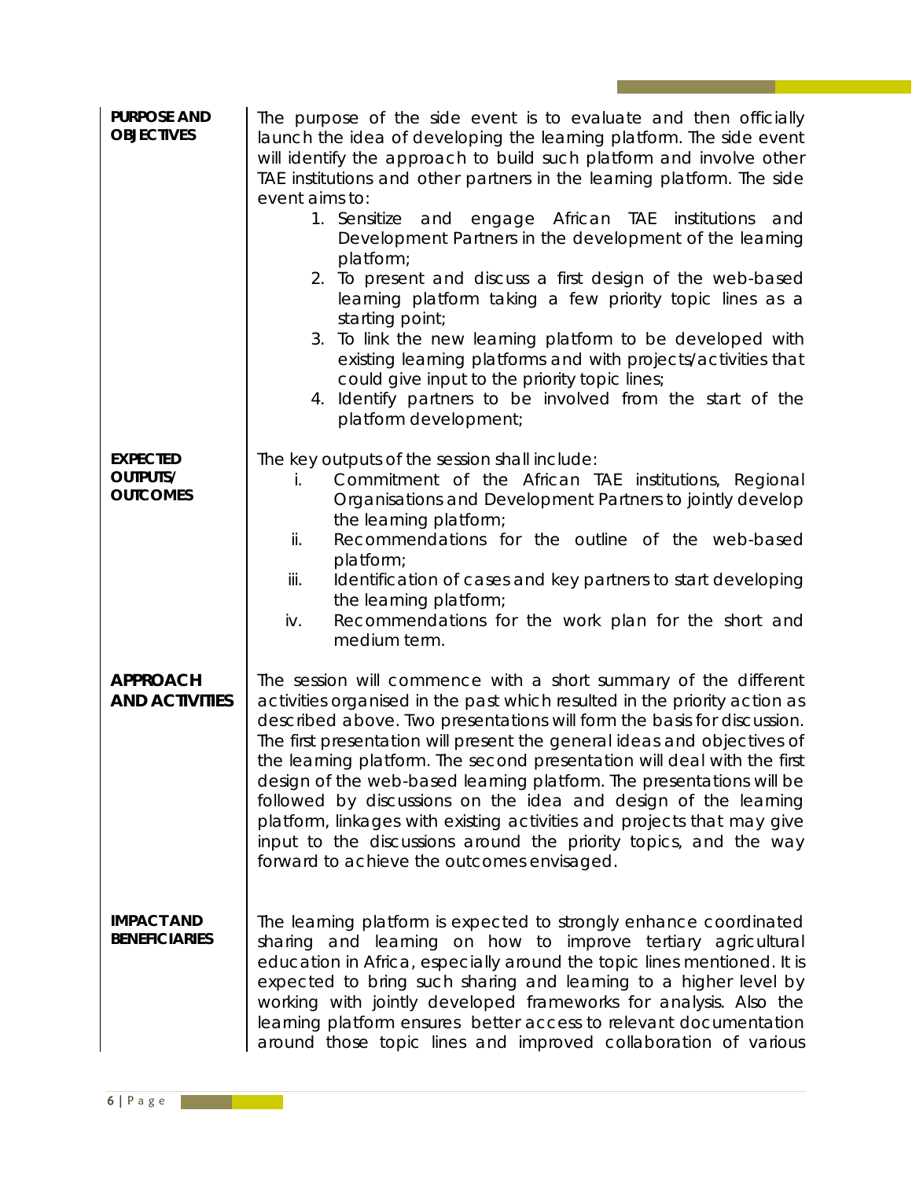**PURPOSE AND OBJECTIVES**

The purpose of the side event is to evaluate and then officially launch the idea of developing the learning platform. The side event will identify the approach to build such platform and involve other TAE institutions and other partners in the learning platform. The side event aims to:

1. Sensitize and engage African TAE institutions and Development Partners in the development of the learning platform;
2. To present and discuss a first design of the web-based learning platform taking a few priority topic lines as a starting point;
3. To link the new learning platform to be developed with existing learning platforms and with projects/activities that could give input to the priority topic lines;
4. Identify partners to be involved from the start of the platform development;

**EXPECTED OUTPUTS/ OUTCOMES**

The key outputs of the session shall include:

i. Commitment of the African TAE institutions, Regional Organisations and Development Partners to jointly develop the learning platform;
ii. Recommendations for the outline of the web-based platform;
iii. Identification of cases and key partners to start developing the learning platform;
iv. Recommendations for the work plan for the short and medium term.

**APPROACH AND ACTIVITIES**

The session will commence with a short summary of the different activities organised in the past which resulted in the priority action as described above. Two presentations will form the basis for discussion. The first presentation will present the general ideas and objectives of the learning platform. The second presentation will deal with the first design of the web-based learning platform. The presentations will be followed by discussions on the idea and design of the learning platform, linkages with existing activities and projects that may give input to the discussions around the priority topics, and the way forward to achieve the outcomes envisaged.

**IMPACT AND BENEFICIARIES**

The learning platform is expected to strongly enhance coordinated sharing and learning on how to improve tertiary agricultural education in Africa, especially around the topic lines mentioned. It is expected to bring such sharing and learning to a higher level by working with jointly developed frameworks for analysis. Also the learning platform ensures better access to relevant documentation around those topic lines and improved collaboration of various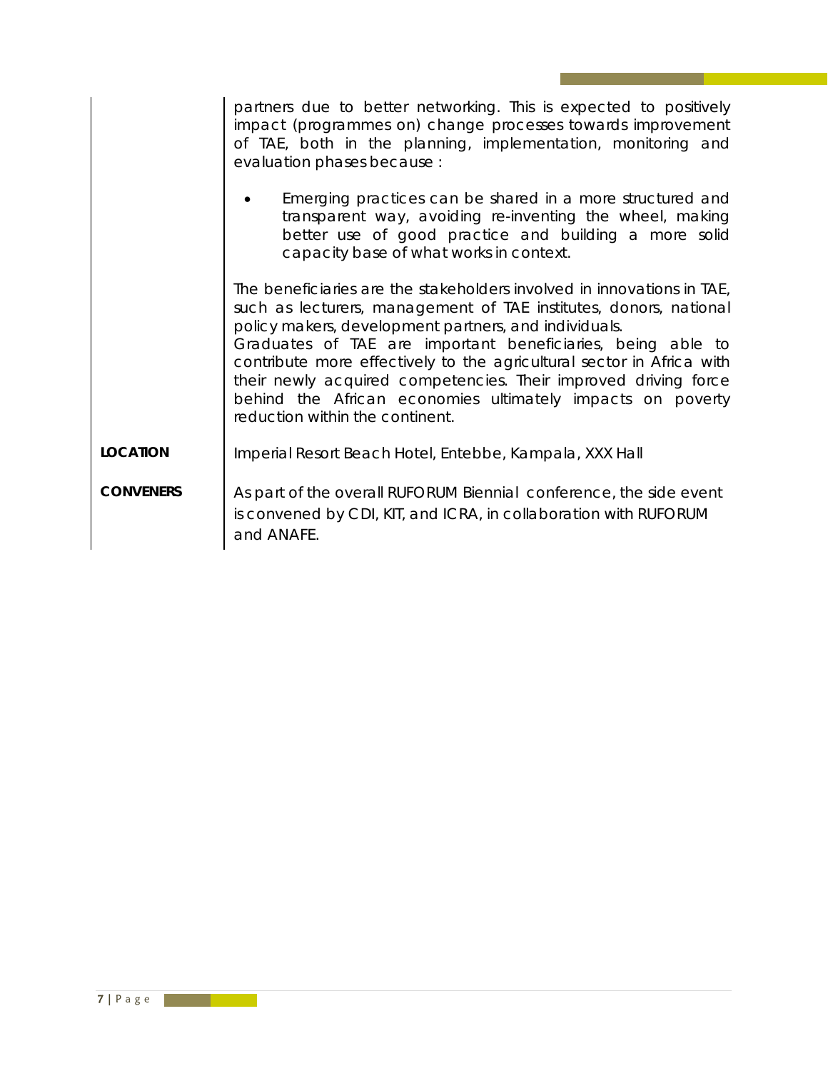| | |
|---|---|
| | partners due to better networking. This is expected to positively impact (programmes on) change processes towards improvement of TAE, both in the planning, implementation, monitoring and evaluation phases because :<br><br>• Emerging practices can be shared in a more structured and transparent way, avoiding re-inventing the wheel, making better use of good practice and building a more solid capacity base of what works in context.<br><br>The beneficiaries are the stakeholders involved in innovations in TAE, such as lecturers, management of TAE institutes, donors, national policy makers, development partners, and individuals.<br>Graduates of TAE are important beneficiaries, being able to contribute more effectively to the agricultural sector in Africa with their newly acquired competencies. Their improved driving force behind the African economies ultimately impacts on poverty reduction within the continent. |
| **LOCATION** | Imperial Resort Beach Hotel, Entebbe, Kampala, XXX Hall |
| **CONVENERS** | As part of the overall RUFORUM Biennial conference, the side event is convened by CDI, KIT, and ICRA, in collaboration with RUFORUM and ANAFE. |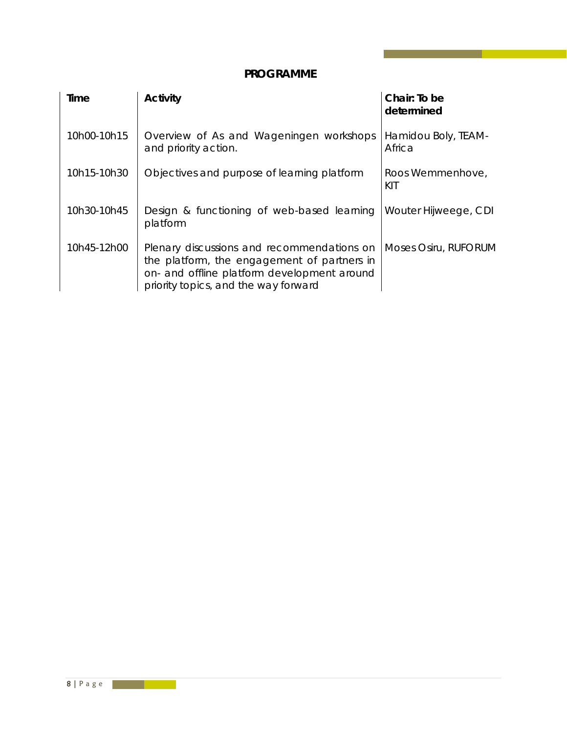**PROGRAMME**

| Time | Activity | Chair: To be determined |
|---|---|---|
| 10h00-10h15 | Overview of As and Wageningen workshops and priority action. | Hamidou Boly, TEAM-Africa |
| 10h15-10h30 | Objectives and purpose of learning platform | Roos Wemmenhove, KIT |
| 10h30-10h45 | Design & functioning of web-based learning platform | Wouter Hijweege, CDI |
| 10h45-12h00 | Plenary discussions and recommendations on the platform, the engagement of partners in on- and offline platform development around priority topics, and the way forward | Moses Osiru, RUFORUM |